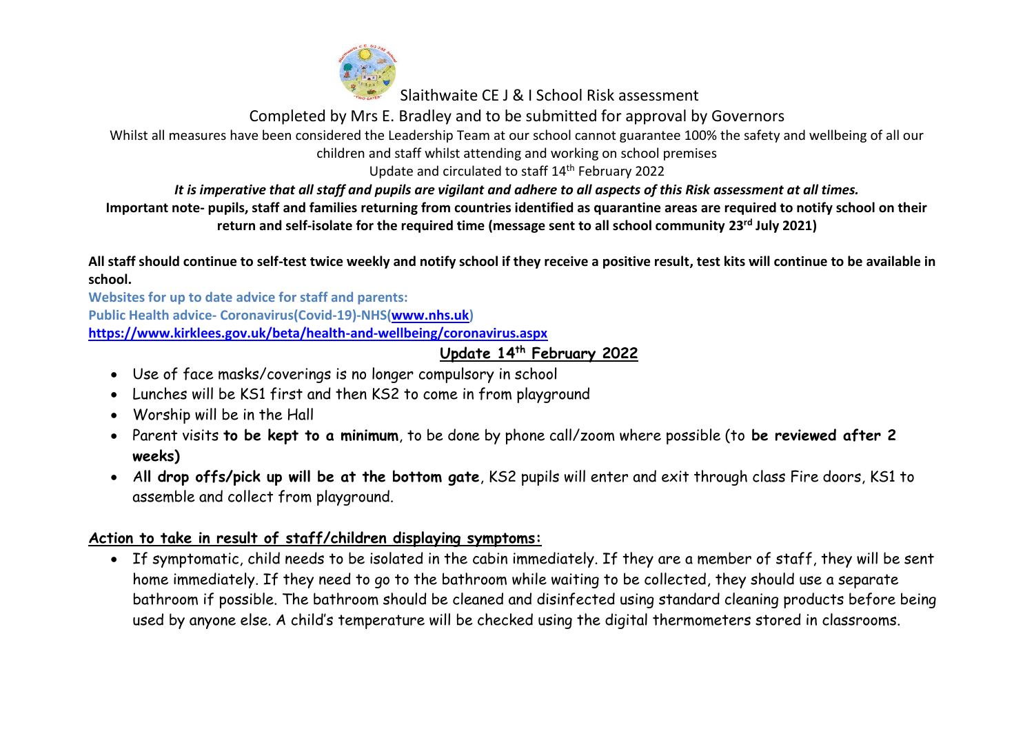# Slaithwaite CE J & I School Risk assessment

Completed by Mrs E. Bradley and to be submitted for approval by Governors

Whilst all measures have been considered the Leadership Team at our school cannot guarantee 100% the safety and wellbeing of all our children and staff whilst attending and working on school premises

Update and circulated to staff 14th February 2022

***It is imperative that all staff and pupils are vigilant and adhere to all aspects of this Risk assessment at all times.***

**Important note- pupils, staff and families returning from countries identified as quarantine areas are required to notify school on their return and self-isolate for the required time (message sent to all school community 23rd July 2021)**

**All staff should continue to self-test twice weekly and notify school if they receive a positive result, test kits will continue to be available in school.**

**Websites for up to date advice for staff and parents:**

**Public Health advice- Coronavirus(Covid-19)-NHS([www.nhs.uk](www.nhs.uk))**

**<https://www.kirklees.gov.uk/beta/health-and-wellbeing/coronavirus.aspx>**

## Update 14th February 2022

- Use of face masks/coverings is no longer compulsory in school
- Lunches will be KS1 first and then KS2 to come in from playground
- Worship will be in the Hall
- Parent visits **to be kept to a minimum**, to be done by phone call/zoom where possible (to **be reviewed after 2 weeks)**
- A**ll drop offs/pick up will be at the bottom gate**, KS2 pupils will enter and exit through class Fire doors, KS1 to assemble and collect from playground.

## Action to take in result of staff/children displaying symptoms:

- If symptomatic, child needs to be isolated in the cabin immediately. If they are a member of staff, they will be sent home immediately. If they need to go to the bathroom while waiting to be collected, they should use a separate bathroom if possible. The bathroom should be cleaned and disinfected using standard cleaning products before being used by anyone else. A child's temperature will be checked using the digital thermometers stored in classrooms.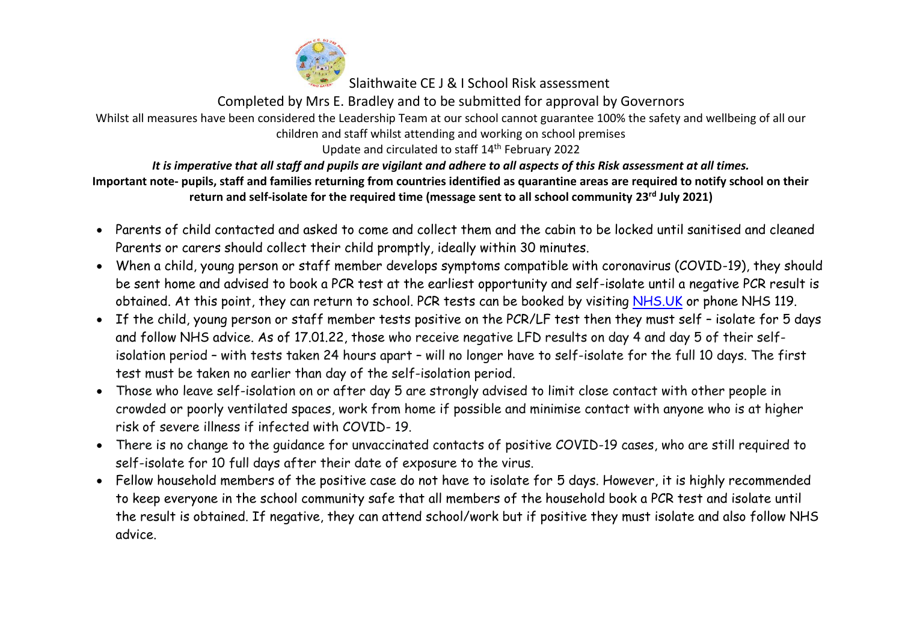Slaithwaite CE J & I School Risk assessment

Completed by Mrs E. Bradley and to be submitted for approval by Governors

Whilst all measures have been considered the Leadership Team at our school cannot guarantee 100% the safety and wellbeing of all our children and staff whilst attending and working on school premises

Update and circulated to staff 14th February 2022

***It is imperative that all staff and pupils are vigilant and adhere to all aspects of this Risk assessment at all times.***

**Important note- pupils, staff and families returning from countries identified as quarantine areas are required to notify school on their return and self-isolate for the required time (message sent to all school community 23rd July 2021)**

- Parents of child contacted and asked to come and collect them and the cabin to be locked until sanitised and cleaned Parents or carers should collect their child promptly, ideally within 30 minutes.
- When a child, young person or staff member develops symptoms compatible with coronavirus (COVID-19), they should be sent home and advised to book a PCR test at the earliest opportunity and self-isolate until a negative PCR result is obtained. At this point, they can return to school. PCR tests can be booked by visiting NHS.UK or phone NHS 119.
- If the child, young person or staff member tests positive on the PCR/LF test then they must self – isolate for 5 days and follow NHS advice. As of 17.01.22, those who receive negative LFD results on day 4 and day 5 of their self-isolation period – with tests taken 24 hours apart – will no longer have to self-isolate for the full 10 days. The first test must be taken no earlier than day of the self-isolation period.
- Those who leave self-isolation on or after day 5 are strongly advised to limit close contact with other people in crowded or poorly ventilated spaces, work from home if possible and minimise contact with anyone who is at higher risk of severe illness if infected with COVID- 19.
- There is no change to the guidance for unvaccinated contacts of positive COVID-19 cases, who are still required to self-isolate for 10 full days after their date of exposure to the virus.
- Fellow household members of the positive case do not have to isolate for 5 days. However, it is highly recommended to keep everyone in the school community safe that all members of the household book a PCR test and isolate until the result is obtained. If negative, they can attend school/work but if positive they must isolate and also follow NHS advice.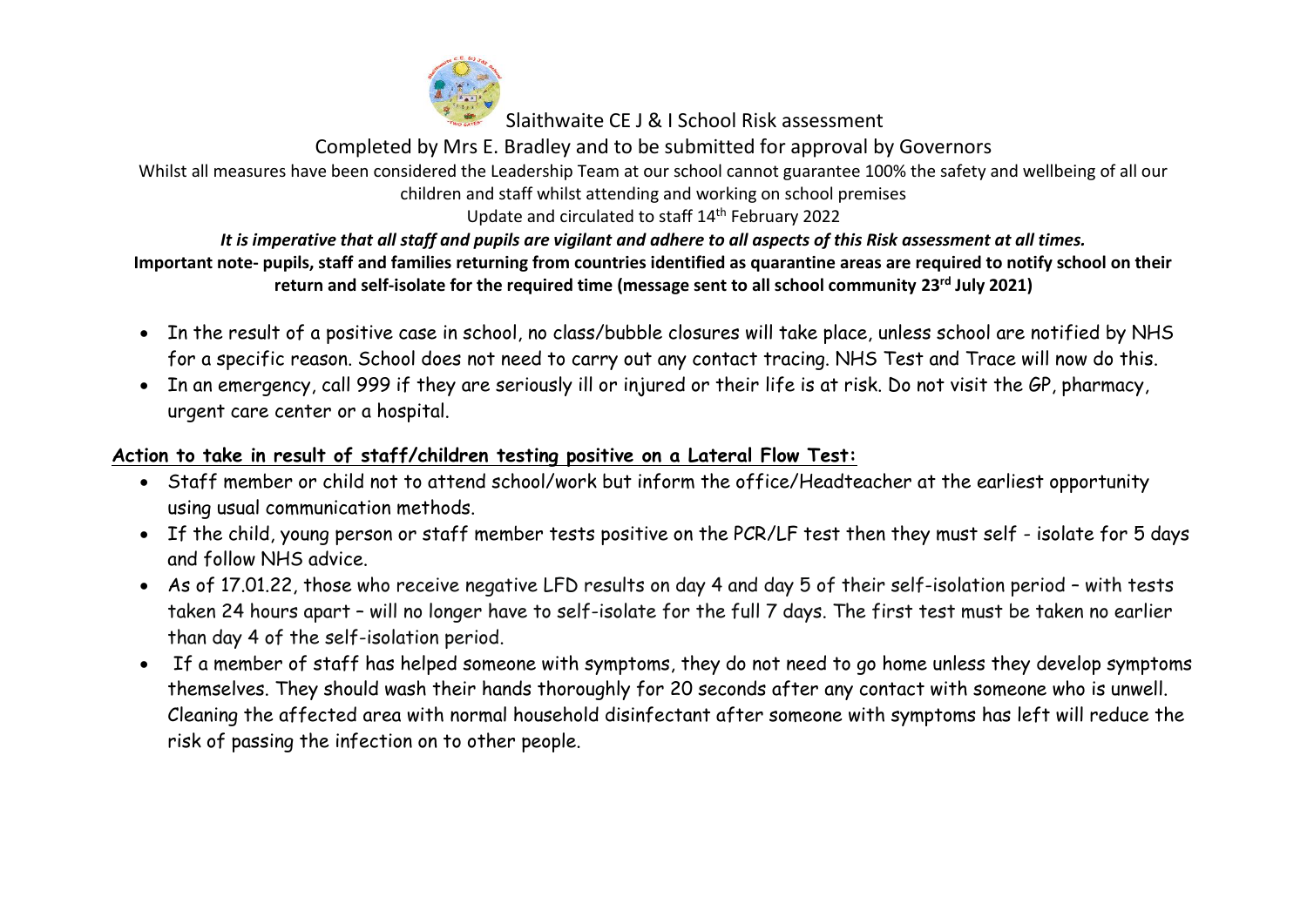Slaithwaite CE J & I School Risk assessment

Completed by Mrs E. Bradley and to be submitted for approval by Governors

Whilst all measures have been considered the Leadership Team at our school cannot guarantee 100% the safety and wellbeing of all our children and staff whilst attending and working on school premises

Update and circulated to staff 14th February 2022

***It is imperative that all staff and pupils are vigilant and adhere to all aspects of this Risk assessment at all times.***

**Important note- pupils, staff and families returning from countries identified as quarantine areas are required to notify school on their return and self-isolate for the required time (message sent to all school community 23rd July 2021)**

- In the result of a positive case in school, no class/bubble closures will take place, unless school are notified by NHS for a specific reason. School does not need to carry out any contact tracing. NHS Test and Trace will now do this.
- In an emergency, call 999 if they are seriously ill or injured or their life is at risk. Do not visit the GP, pharmacy, urgent care center or a hospital.

**Action to take in result of staff/children testing positive on a Lateral Flow Test:**

- Staff member or child not to attend school/work but inform the office/Headteacher at the earliest opportunity using usual communication methods.
- If the child, young person or staff member tests positive on the PCR/LF test then they must self - isolate for 5 days and follow NHS advice.
- As of 17.01.22, those who receive negative LFD results on day 4 and day 5 of their self-isolation period – with tests taken 24 hours apart – will no longer have to self-isolate for the full 7 days. The first test must be taken no earlier than day 4 of the self-isolation period.
- If a member of staff has helped someone with symptoms, they do not need to go home unless they develop symptoms themselves. They should wash their hands thoroughly for 20 seconds after any contact with someone who is unwell. Cleaning the affected area with normal household disinfectant after someone with symptoms has left will reduce the risk of passing the infection on to other people.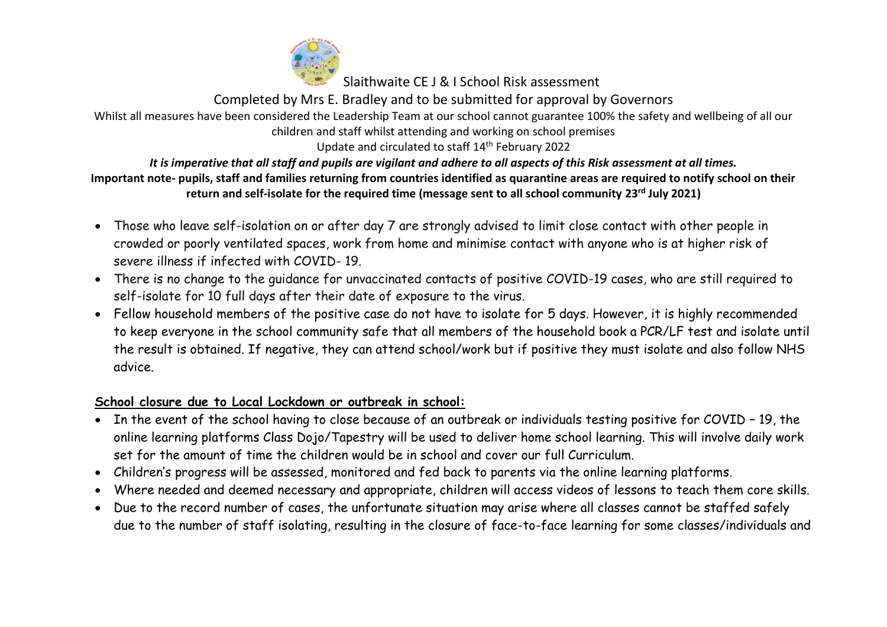Slaithwaite CE J & I School Risk assessment

Completed by Mrs E. Bradley and to be submitted for approval by Governors

Whilst all measures have been considered the Leadership Team at our school cannot guarantee 100% the safety and wellbeing of all our children and staff whilst attending and working on school premises

Update and circulated to staff 14th February 2022

***It is imperative that all staff and pupils are vigilant and adhere to all aspects of this Risk assessment at all times.***

**Important note- pupils, staff and families returning from countries identified as quarantine areas are required to notify school on their return and self-isolate for the required time (message sent to all school community 23rd July 2021)**

- Those who leave self-isolation on or after day 7 are strongly advised to limit close contact with other people in crowded or poorly ventilated spaces, work from home and minimise contact with anyone who is at higher risk of severe illness if infected with COVID- 19.
- There is no change to the guidance for unvaccinated contacts of positive COVID-19 cases, who are still required to self-isolate for 10 full days after their date of exposure to the virus.
- Fellow household members of the positive case do not have to isolate for 5 days. However, it is highly recommended to keep everyone in the school community safe that all members of the household book a PCR/LF test and isolate until the result is obtained. If negative, they can attend school/work but if positive they must isolate and also follow NHS advice.

**School closure due to Local Lockdown or outbreak in school:**

- In the event of the school having to close because of an outbreak or individuals testing positive for COVID – 19, the online learning platforms Class Dojo/Tapestry will be used to deliver home school learning. This will involve daily work set for the amount of time the children would be in school and cover our full Curriculum.
- Children's progress will be assessed, monitored and fed back to parents via the online learning platforms.
- Where needed and deemed necessary and appropriate, children will access videos of lessons to teach them core skills.
- Due to the record number of cases, the unfortunate situation may arise where all classes cannot be staffed safely due to the number of staff isolating, resulting in the closure of face-to-face learning for some classes/individuals and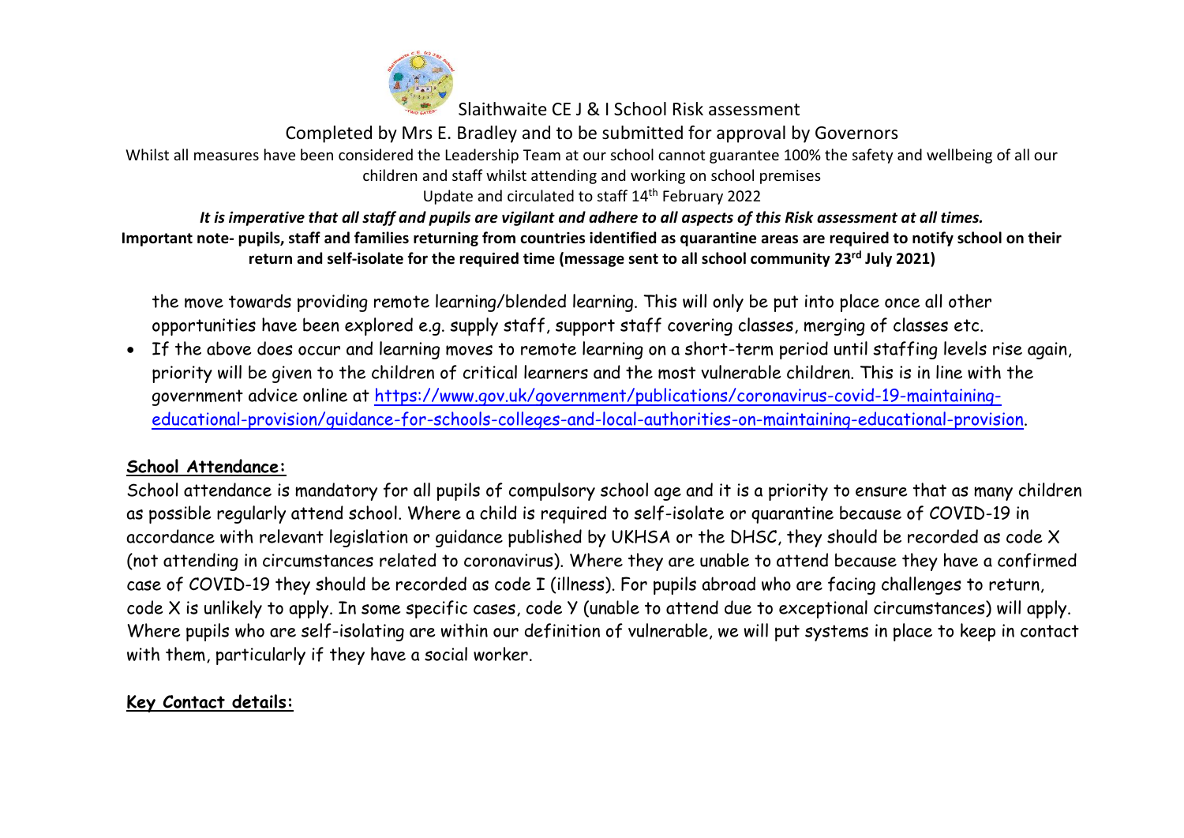the move towards providing remote learning/blended learning. This will only be put into place once all other opportunities have been explored e.g. supply staff, support staff covering classes, merging of classes etc.

- If the above does occur and learning moves to remote learning on a short-term period until staffing levels rise again, priority will be given to the children of critical learners and the most vulnerable children. This is in line with the government advice online at [https://www.gov.uk/government/publications/coronavirus-covid-19-maintaining-educational-provision/guidance-for-schools-colleges-and-local-authorities-on-maintaining-educational-provision](https://www.gov.uk/government/publications/coronavirus-covid-19-maintaining-educational-provision/guidance-for-schools-colleges-and-local-authorities-on-maintaining-educational-provision).

## School Attendance:

School attendance is mandatory for all pupils of compulsory school age and it is a priority to ensure that as many children as possible regularly attend school. Where a child is required to self-isolate or quarantine because of COVID-19 in accordance with relevant legislation or guidance published by UKHSA or the DHSC, they should be recorded as code X (not attending in circumstances related to coronavirus). Where they are unable to attend because they have a confirmed case of COVID-19 they should be recorded as code I (illness). For pupils abroad who are facing challenges to return, code X is unlikely to apply. In some specific cases, code Y (unable to attend due to exceptional circumstances) will apply. Where pupils who are self-isolating are within our definition of vulnerable, we will put systems in place to keep in contact with them, particularly if they have a social worker.

## Key Contact details: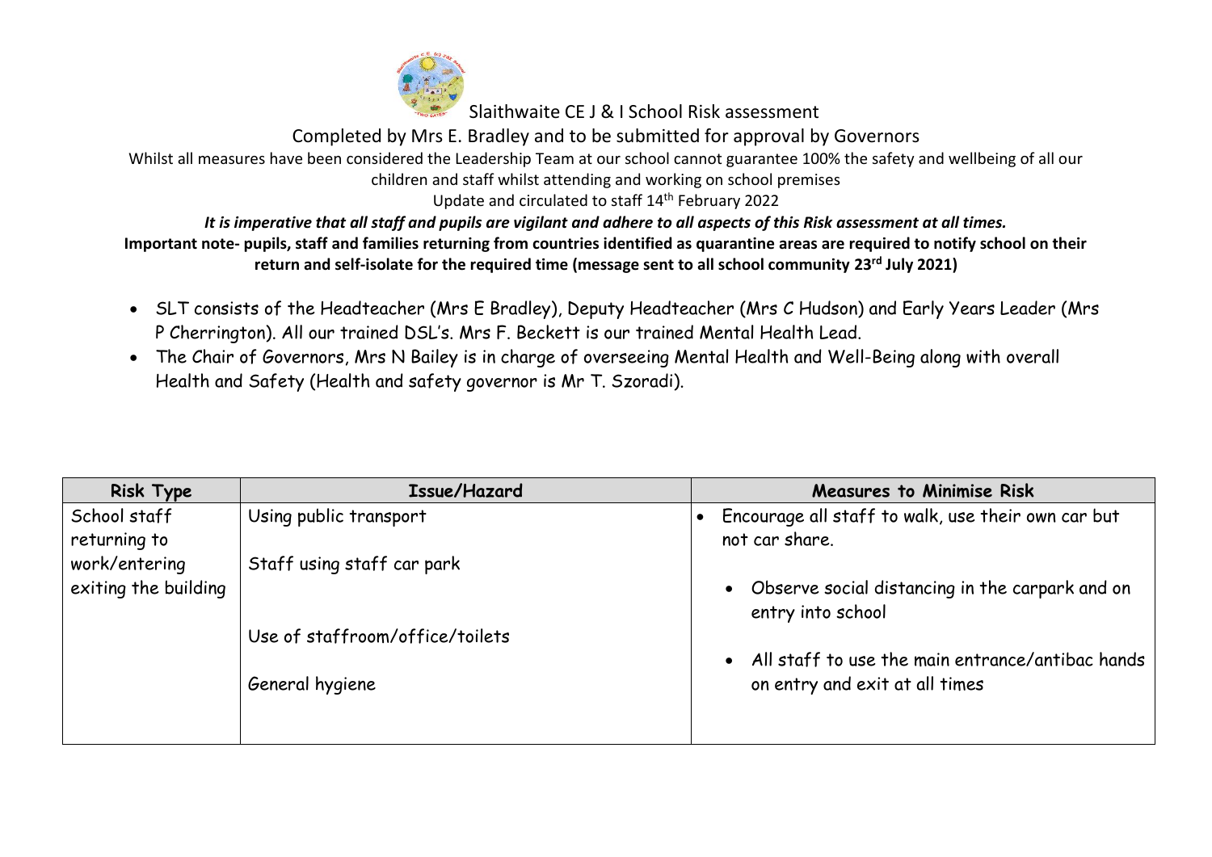Slaithwaite CE J & I School Risk assessment

Completed by Mrs E. Bradley and to be submitted for approval by Governors

Whilst all measures have been considered the Leadership Team at our school cannot guarantee 100% the safety and wellbeing of all our children and staff whilst attending and working on school premises

Update and circulated to staff 14th February 2022

***It is imperative that all staff and pupils are vigilant and adhere to all aspects of this Risk assessment at all times.***

**Important note- pupils, staff and families returning from countries identified as quarantine areas are required to notify school on their return and self-isolate for the required time (message sent to all school community 23rd July 2021)**

- SLT consists of the Headteacher (Mrs E Bradley), Deputy Headteacher (Mrs C Hudson) and Early Years Leader (Mrs P Cherrington). All our trained DSL's. Mrs F. Beckett is our trained Mental Health Lead.
- The Chair of Governors, Mrs N Bailey is in charge of overseeing Mental Health and Well-Being along with overall Health and Safety (Health and safety governor is Mr T. Szoradi).

| Risk Type | Issue/Hazard | Measures to Minimise Risk |
|---|---|---|
| School staff returning to work/entering exiting the building | Using public transport<br><br>Staff using staff car park<br><br>Use of staffroom/office/toilets<br><br>General hygiene | • Encourage all staff to walk, use their own car but not car share.<br><br>• Observe social distancing in the carpark and on entry into school<br><br>• All staff to use the main entrance/antibac hands on entry and exit at all times |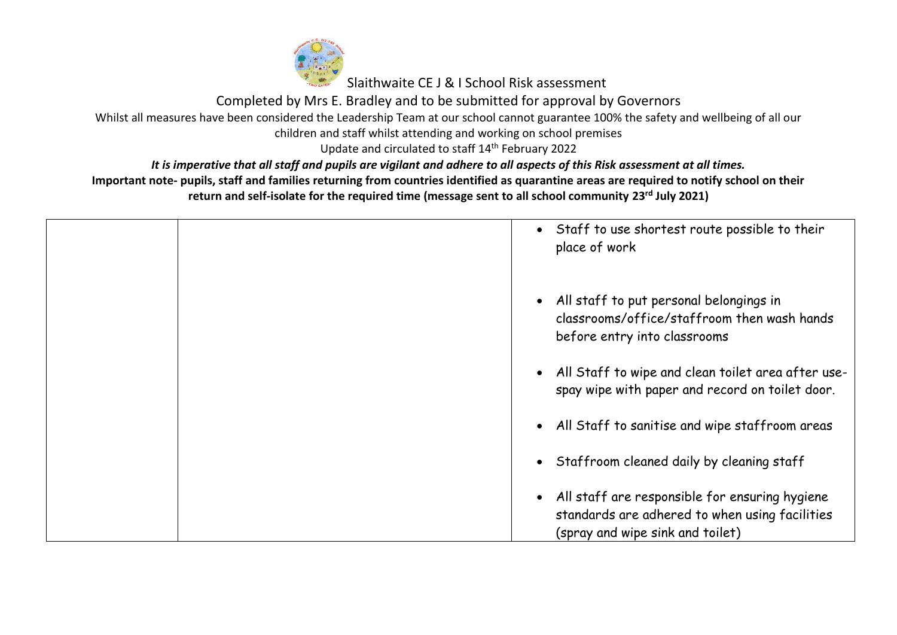Slaithwaite CE J & I School Risk assessment

Completed by Mrs E. Bradley and to be submitted for approval by Governors

Whilst all measures have been considered the Leadership Team at our school cannot guarantee 100% the safety and wellbeing of all our children and staff whilst attending and working on school premises

Update and circulated to staff 14th February 2022

***It is imperative that all staff and pupils are vigilant and adhere to all aspects of this Risk assessment at all times.***

**Important note- pupils, staff and families returning from countries identified as quarantine areas are required to notify school on their return and self-isolate for the required time (message sent to all school community 23rd July 2021)**

| | | |
|---|---|---|
| | | • Staff to use shortest route possible to their place of work<br><br>• All staff to put personal belongings in classrooms/office/staffroom then wash hands before entry into classrooms<br><br>• All Staff to wipe and clean toilet area after use- spay wipe with paper and record on toilet door.<br><br>• All Staff to sanitise and wipe staffroom areas<br><br>• Staffroom cleaned daily by cleaning staff<br><br>• All staff are responsible for ensuring hygiene standards are adhered to when using facilities (spray and wipe sink and toilet) |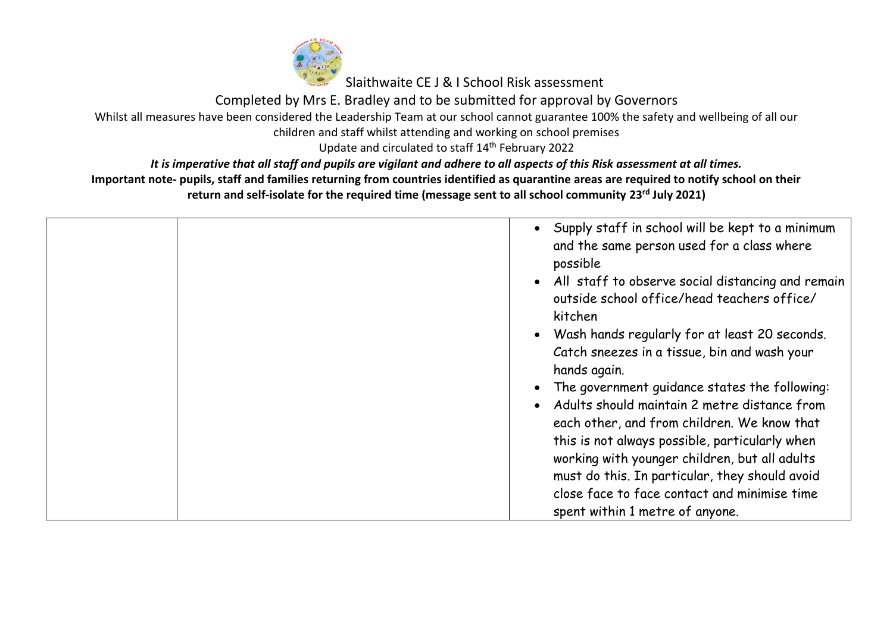| | | |
|---|---|---|
| | | • Supply staff in school will be kept to a minimum and the same person used for a class where possible<br>• All staff to observe social distancing and remain outside school office/head teachers office/ kitchen<br>• Wash hands regularly for at least 20 seconds. Catch sneezes in a tissue, bin and wash your hands again.<br>• The government guidance states the following:<br>• Adults should maintain 2 metre distance from each other, and from children. We know that this is not always possible, particularly when working with younger children, but all adults must do this. In particular, they should avoid close face to face contact and minimise time spent within 1 metre of anyone. |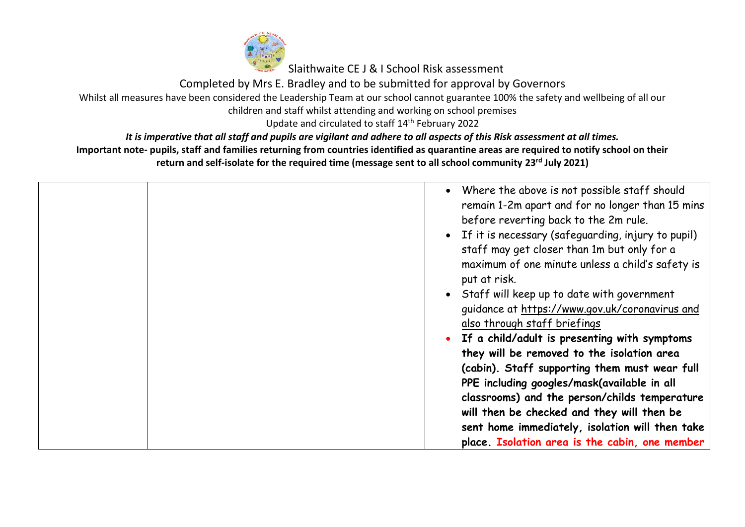Slaithwaite CE J & I School Risk assessment

Completed by Mrs E. Bradley and to be submitted for approval by Governors

Whilst all measures have been considered the Leadership Team at our school cannot guarantee 100% the safety and wellbeing of all our children and staff whilst attending and working on school premises

Update and circulated to staff 14th February 2022

***It is imperative that all staff and pupils are vigilant and adhere to all aspects of this Risk assessment at all times.***

**Important note- pupils, staff and families returning from countries identified as quarantine areas are required to notify school on their return and self-isolate for the required time (message sent to all school community 23rd July 2021)**

| | | |
|---|---|---|
| | | • Where the above is not possible staff should remain 1-2m apart and for no longer than 15 mins before reverting back to the 2m rule.<br>• If it is necessary (safeguarding, injury to pupil) staff may get closer than 1m but only for a maximum of one minute unless a child's safety is put at risk.<br>• Staff will keep up to date with government guidance at https://www.gov.uk/coronavirus and also through staff briefings<br>• **If a child/adult is presenting with symptoms they will be removed to the isolation area (cabin). Staff supporting them must wear full PPE including googles/mask(available in all classrooms) and the person/childs temperature will then be checked and they will then be sent home immediately, isolation will then take place. Isolation area is the cabin, one member** |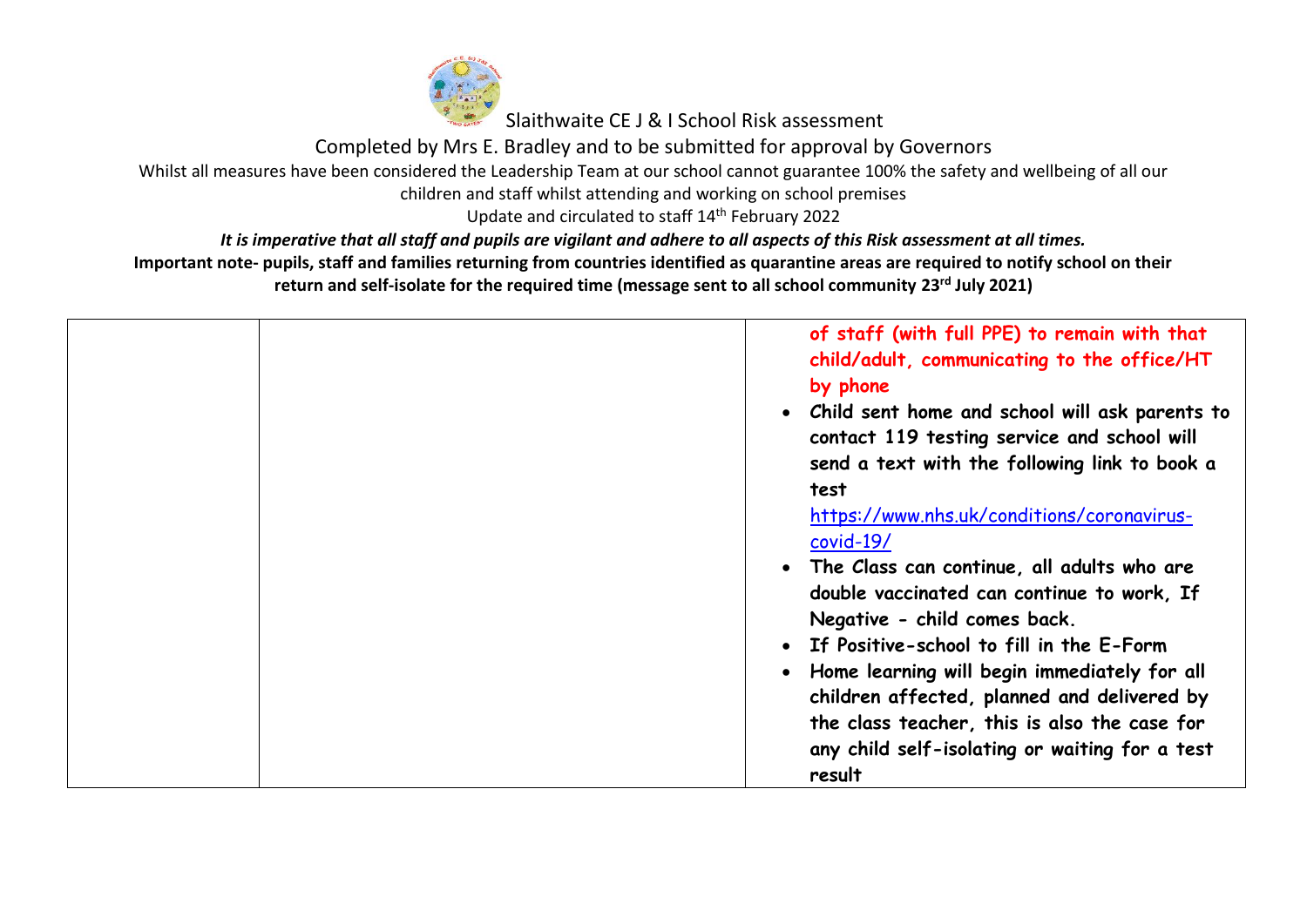| | | |
|---|---|---|
| | | of staff (with full PPE) to remain with that child/adult, communicating to the office/HT by phone<br>• **Child sent home and school will ask parents to contact 119 testing service and school will send a text with the following link to book a test** [https://www.nhs.uk/conditions/coronavirus-covid-19/](https://www.nhs.uk/conditions/coronavirus-covid-19/)<br>• **The Class can continue, all adults who are double vaccinated can continue to work, If Negative - child comes back.**<br>• **If Positive-school to fill in the E-Form**<br>• **Home learning will begin immediately for all children affected, planned and delivered by the class teacher, this is also the case for any child self-isolating or waiting for a test result** |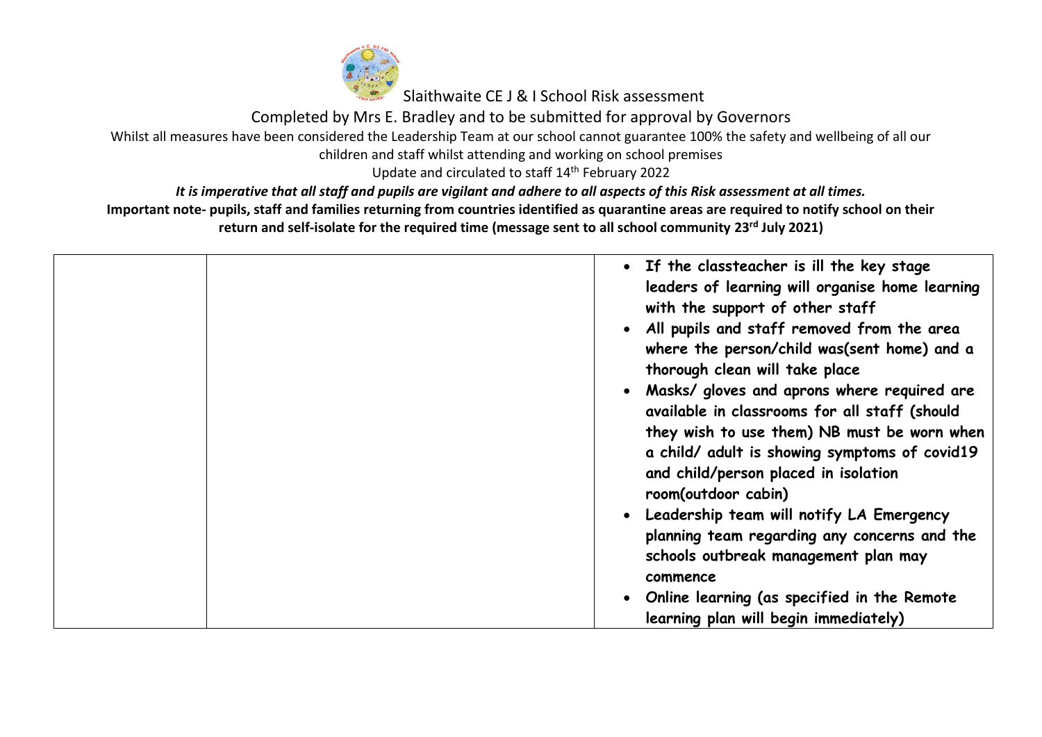| | | |
|---|---|---|
| | | • If the classteacher is ill the key stage leaders of learning will organise home learning with the support of other staff<br>• All pupils and staff removed from the area where the person/child was(sent home) and a thorough clean will take place<br>• Masks/ gloves and aprons where required are available in classrooms for all staff (should they wish to use them) NB must be worn when a child/ adult is showing symptoms of covid19 and child/person placed in isolation room(outdoor cabin)<br>• Leadership team will notify LA Emergency planning team regarding any concerns and the schools outbreak management plan may commence<br>• Online learning (as specified in the Remote learning plan will begin immediately) |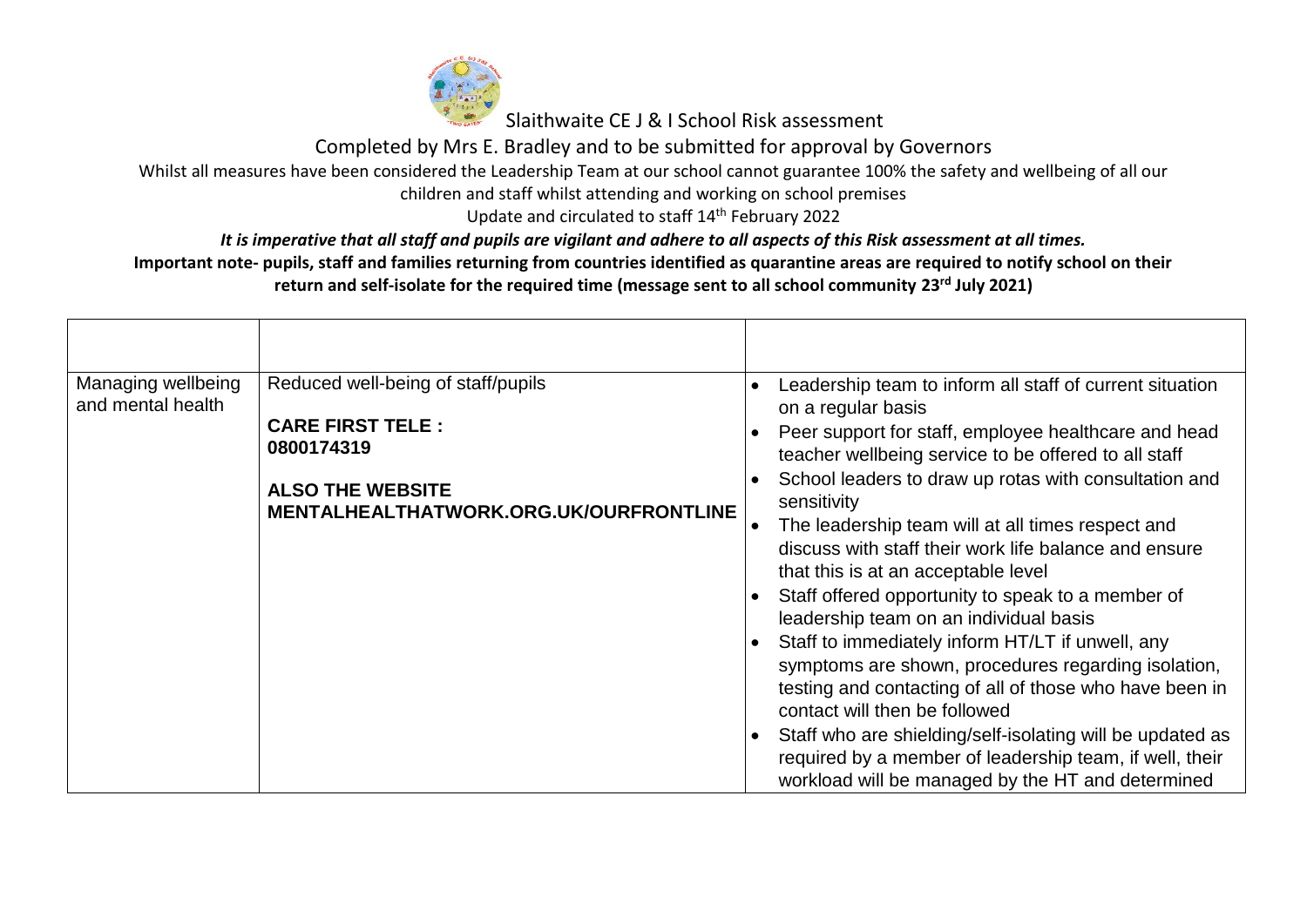Slaithwaite CE J & I School Risk assessment

Completed by Mrs E. Bradley and to be submitted for approval by Governors

Whilst all measures have been considered the Leadership Team at our school cannot guarantee 100% the safety and wellbeing of all our children and staff whilst attending and working on school premises

Update and circulated to staff 14th February 2022

***It is imperative that all staff and pupils are vigilant and adhere to all aspects of this Risk assessment at all times.***

**Important note- pupils, staff and families returning from countries identified as quarantine areas are required to notify school on their return and self-isolate for the required time (message sent to all school community 23rd July 2021)**

| | | |
|---|---|---|
| Managing wellbeing and mental health | Reduced well-being of staff/pupils<br><br>**CARE FIRST TELE : 0800174319**<br><br>**ALSO THE WEBSITE MENTALHEALTHATWORK.ORG.UK/OURFRONTLINE** | • Leadership team to inform all staff of current situation on a regular basis<br>• Peer support for staff, employee healthcare and head teacher wellbeing service to be offered to all staff<br>• School leaders to draw up rotas with consultation and sensitivity<br>• The leadership team will at all times respect and discuss with staff their work life balance and ensure that this is at an acceptable level<br>• Staff offered opportunity to speak to a member of leadership team on an individual basis<br>• Staff to immediately inform HT/LT if unwell, any symptoms are shown, procedures regarding isolation, testing and contacting of all of those who have been in contact will then be followed<br>• Staff who are shielding/self-isolating will be updated as required by a member of leadership team, if well, their workload will be managed by the HT and determined |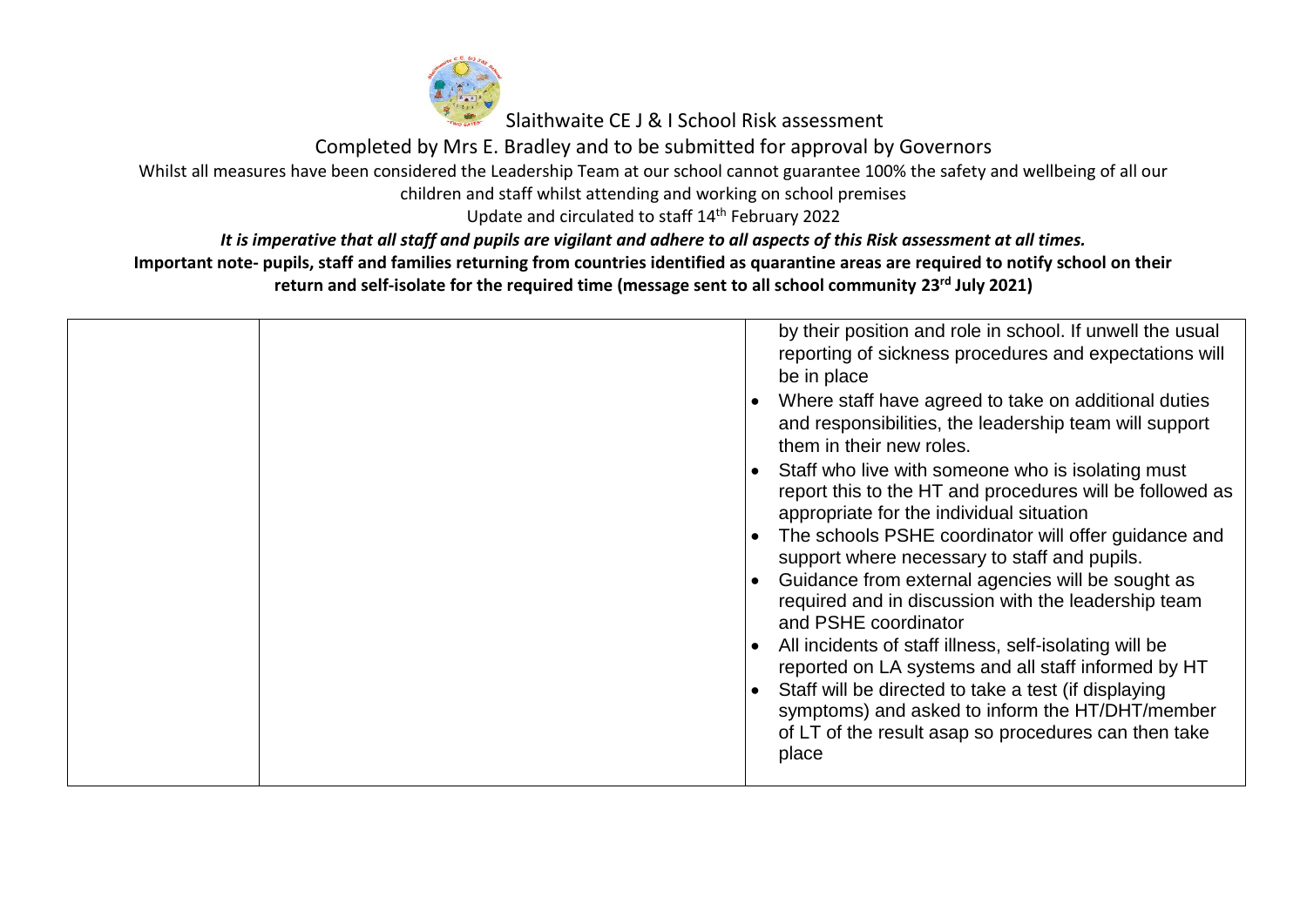Slaithwaite CE J & I School Risk assessment

Completed by Mrs E. Bradley and to be submitted for approval by Governors

Whilst all measures have been considered the Leadership Team at our school cannot guarantee 100% the safety and wellbeing of all our children and staff whilst attending and working on school premises

Update and circulated to staff 14th February 2022

***It is imperative that all staff and pupils are vigilant and adhere to all aspects of this Risk assessment at all times.***

**Important note- pupils, staff and families returning from countries identified as quarantine areas are required to notify school on their return and self-isolate for the required time (message sent to all school community 23rd July 2021)**

| | | |
|---|---|---|
| | | by their position and role in school. If unwell the usual reporting of sickness procedures and expectations will be in place<br>• Where staff have agreed to take on additional duties and responsibilities, the leadership team will support them in their new roles.<br>• Staff who live with someone who is isolating must report this to the HT and procedures will be followed as appropriate for the individual situation<br>• The schools PSHE coordinator will offer guidance and support where necessary to staff and pupils.<br>• Guidance from external agencies will be sought as required and in discussion with the leadership team and PSHE coordinator<br>• All incidents of staff illness, self-isolating will be reported on LA systems and all staff informed by HT<br>• Staff will be directed to take a test (if displaying symptoms) and asked to inform the HT/DHT/member of LT of the result asap so procedures can then take place |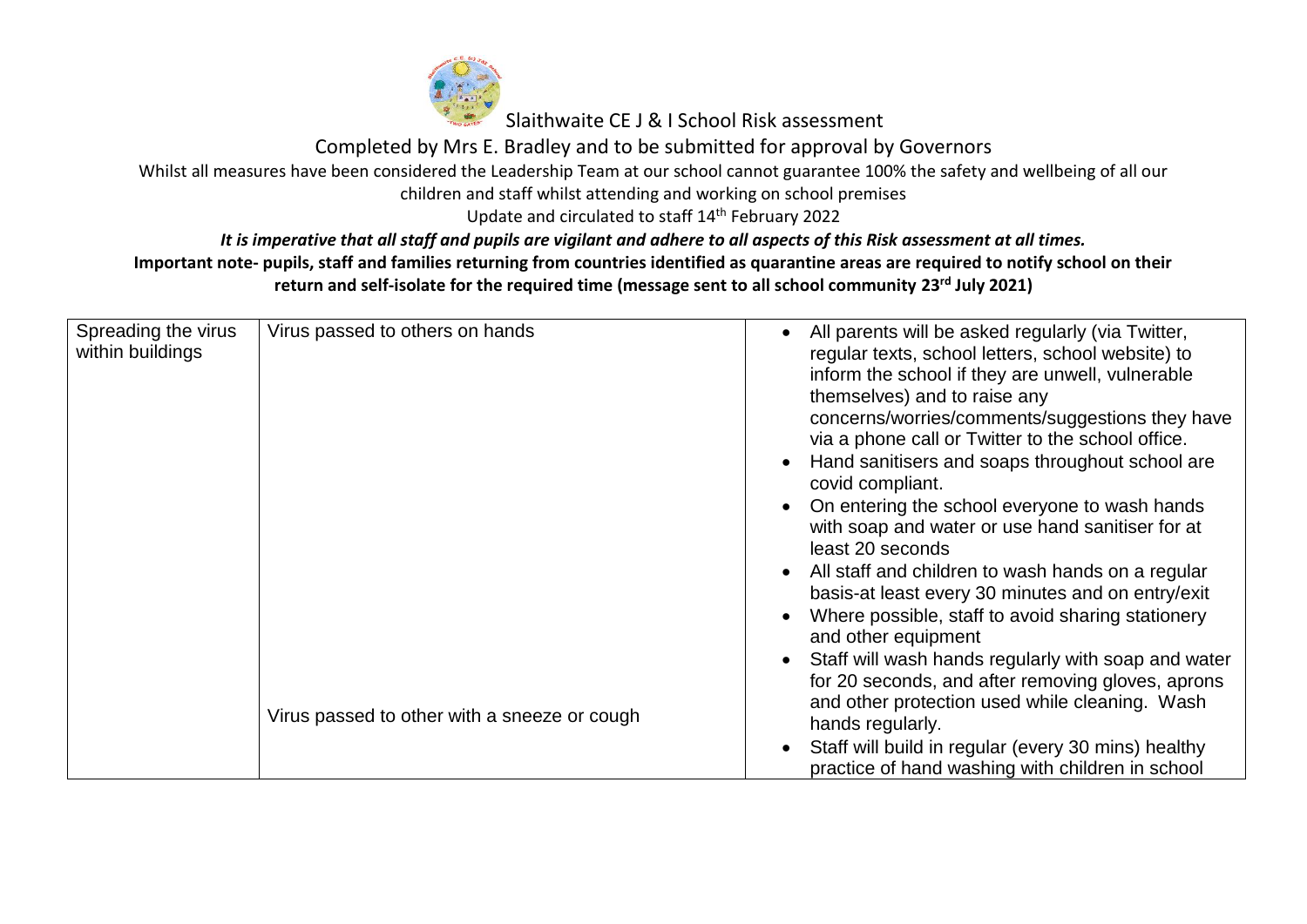Slaithwaite CE J & I School Risk assessment

Completed by Mrs E. Bradley and to be submitted for approval by Governors

Whilst all measures have been considered the Leadership Team at our school cannot guarantee 100% the safety and wellbeing of all our children and staff whilst attending and working on school premises

Update and circulated to staff 14th February 2022

***It is imperative that all staff and pupils are vigilant and adhere to all aspects of this Risk assessment at all times.***

**Important note- pupils, staff and families returning from countries identified as quarantine areas are required to notify school on their return and self-isolate for the required time (message sent to all school community 23rd July 2021)**

| | | |
|---|---|---|
| Spreading the virus within buildings | Virus passed to others on hands<br><br>Virus passed to other with a sneeze or cough | • All parents will be asked regularly (via Twitter, regular texts, school letters, school website) to inform the school if they are unwell, vulnerable themselves) and to raise any concerns/worries/comments/suggestions they have via a phone call or Twitter to the school office.<br>• Hand sanitisers and soaps throughout school are covid compliant.<br>• On entering the school everyone to wash hands with soap and water or use hand sanitiser for at least 20 seconds<br>• All staff and children to wash hands on a regular basis-at least every 30 minutes and on entry/exit<br>• Where possible, staff to avoid sharing stationery and other equipment<br>• Staff will wash hands regularly with soap and water for 20 seconds, and after removing gloves, aprons and other protection used while cleaning. Wash hands regularly.<br>• Staff will build in regular (every 30 mins) healthy practice of hand washing with children in school |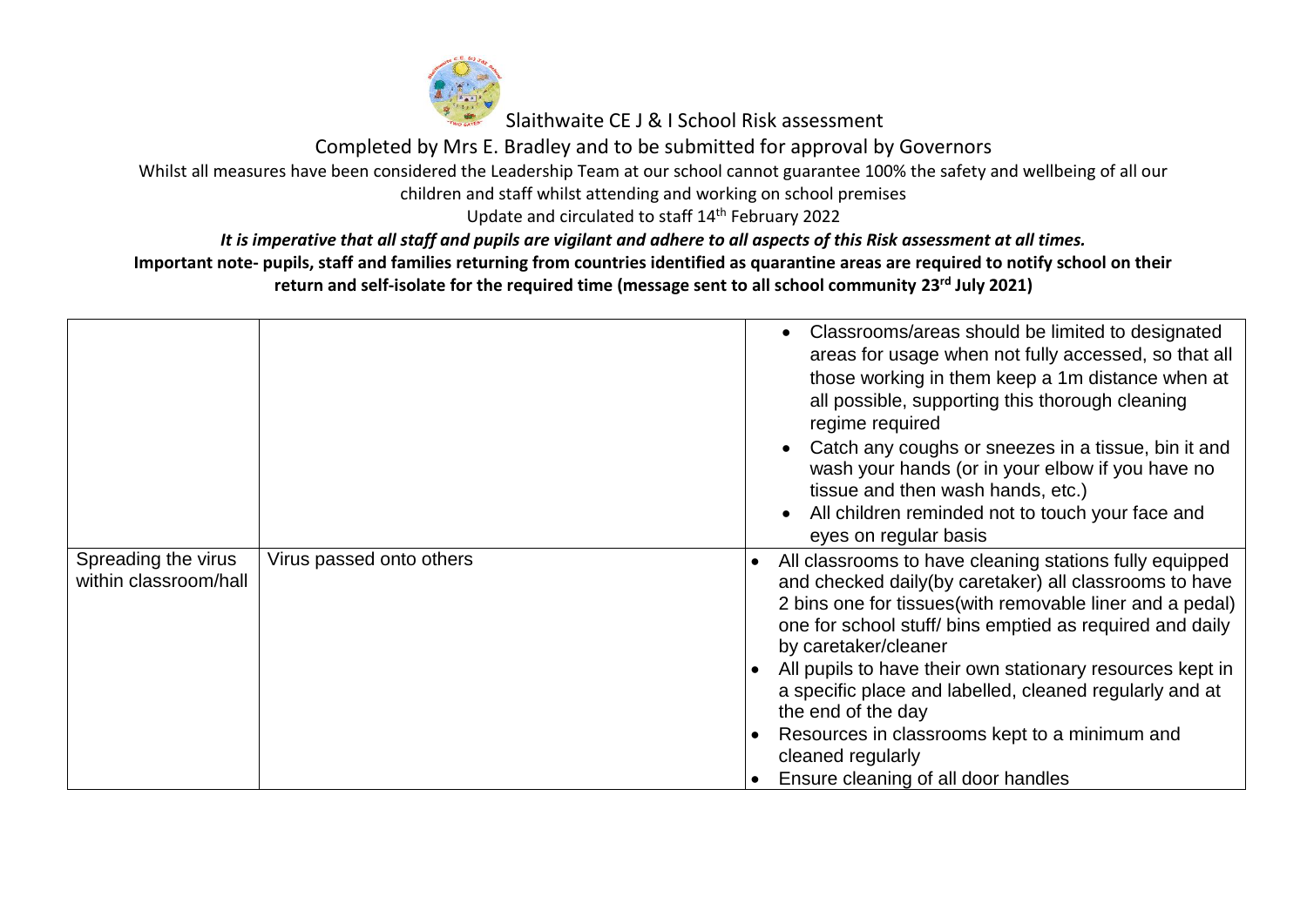Slaithwaite CE J & I School Risk assessment

Completed by Mrs E. Bradley and to be submitted for approval by Governors

Whilst all measures have been considered the Leadership Team at our school cannot guarantee 100% the safety and wellbeing of all our children and staff whilst attending and working on school premises

Update and circulated to staff 14th February 2022

***It is imperative that all staff and pupils are vigilant and adhere to all aspects of this Risk assessment at all times.***

**Important note- pupils, staff and families returning from countries identified as quarantine areas are required to notify school on their return and self-isolate for the required time (message sent to all school community 23rd July 2021)**

| | | |
|---|---|---|
| | | • Classrooms/areas should be limited to designated areas for usage when not fully accessed, so that all those working in them keep a 1m distance when at all possible, supporting this thorough cleaning regime required<br>• Catch any coughs or sneezes in a tissue, bin it and wash your hands (or in your elbow if you have no tissue and then wash hands, etc.)<br>• All children reminded not to touch your face and eyes on regular basis |
| Spreading the virus within classroom/hall | Virus passed onto others | • All classrooms to have cleaning stations fully equipped and checked daily(by caretaker) all classrooms to have 2 bins one for tissues(with removable liner and a pedal) one for school stuff/ bins emptied as required and daily by caretaker/cleaner<br>• All pupils to have their own stationary resources kept in a specific place and labelled, cleaned regularly and at the end of the day<br>• Resources in classrooms kept to a minimum and cleaned regularly<br>• Ensure cleaning of all door handles |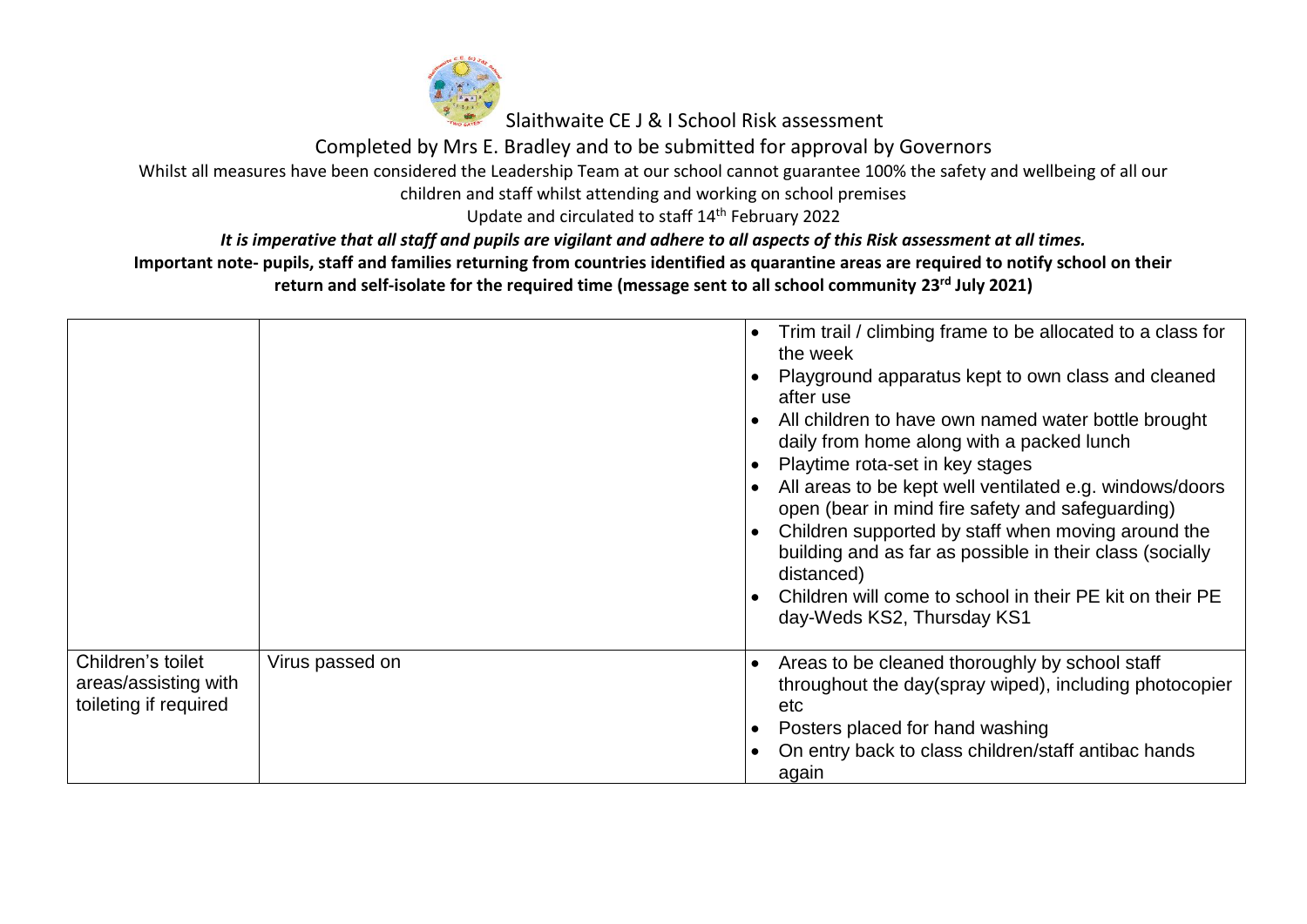Slaithwaite CE J & I School Risk assessment

Completed by Mrs E. Bradley and to be submitted for approval by Governors

Whilst all measures have been considered the Leadership Team at our school cannot guarantee 100% the safety and wellbeing of all our children and staff whilst attending and working on school premises

Update and circulated to staff 14th February 2022

***It is imperative that all staff and pupils are vigilant and adhere to all aspects of this Risk assessment at all times.***

**Important note- pupils, staff and families returning from countries identified as quarantine areas are required to notify school on their return and self-isolate for the required time (message sent to all school community 23rd July 2021)**

| | | |
|---|---|---|
| | | • Trim trail / climbing frame to be allocated to a class for the week<br>• Playground apparatus kept to own class and cleaned after use<br>• All children to have own named water bottle brought daily from home along with a packed lunch<br>• Playtime rota-set in key stages<br>• All areas to be kept well ventilated e.g. windows/doors open (bear in mind fire safety and safeguarding)<br>• Children supported by staff when moving around the building and as far as possible in their class (socially distanced)<br>• Children will come to school in their PE kit on their PE day-Weds KS2, Thursday KS1 |
| Children's toilet areas/assisting with toileting if required | Virus passed on | • Areas to be cleaned thoroughly by school staff throughout the day(spray wiped), including photocopier etc<br>• Posters placed for hand washing<br>• On entry back to class children/staff antibac hands again |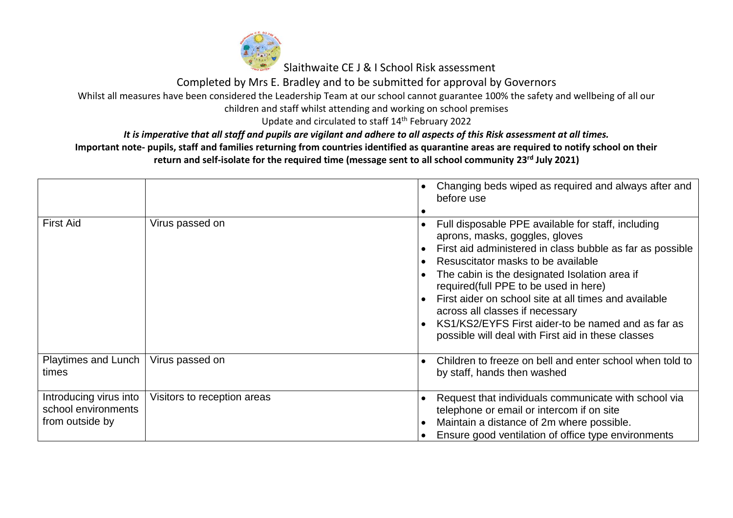Slaithwaite CE J & I School Risk assessment

Completed by Mrs E. Bradley and to be submitted for approval by Governors

Whilst all measures have been considered the Leadership Team at our school cannot guarantee 100% the safety and wellbeing of all our children and staff whilst attending and working on school premises

Update and circulated to staff 14th February 2022

***It is imperative that all staff and pupils are vigilant and adhere to all aspects of this Risk assessment at all times.***

**Important note- pupils, staff and families returning from countries identified as quarantine areas are required to notify school on their return and self-isolate for the required time (message sent to all school community 23rd July 2021)**

| | | |
|---|---|---|
| | | • Changing beds wiped as required and always after and before use<br>• |
| First Aid | Virus passed on | • Full disposable PPE available for staff, including aprons, masks, goggles, gloves<br>• First aid administered in class bubble as far as possible<br>• Resuscitator masks to be available<br>• The cabin is the designated Isolation area if required(full PPE to be used in here)<br>• First aider on school site at all times and available across all classes if necessary<br>• KS1/KS2/EYFS First aider-to be named and as far as possible will deal with First aid in these classes |
| Playtimes and Lunch times | Virus passed on | • Children to freeze on bell and enter school when told to by staff, hands then washed |
| Introducing virus into school environments from outside by | Visitors to reception areas | • Request that individuals communicate with school via telephone or email or intercom if on site<br>• Maintain a distance of 2m where possible.<br>• Ensure good ventilation of office type environments |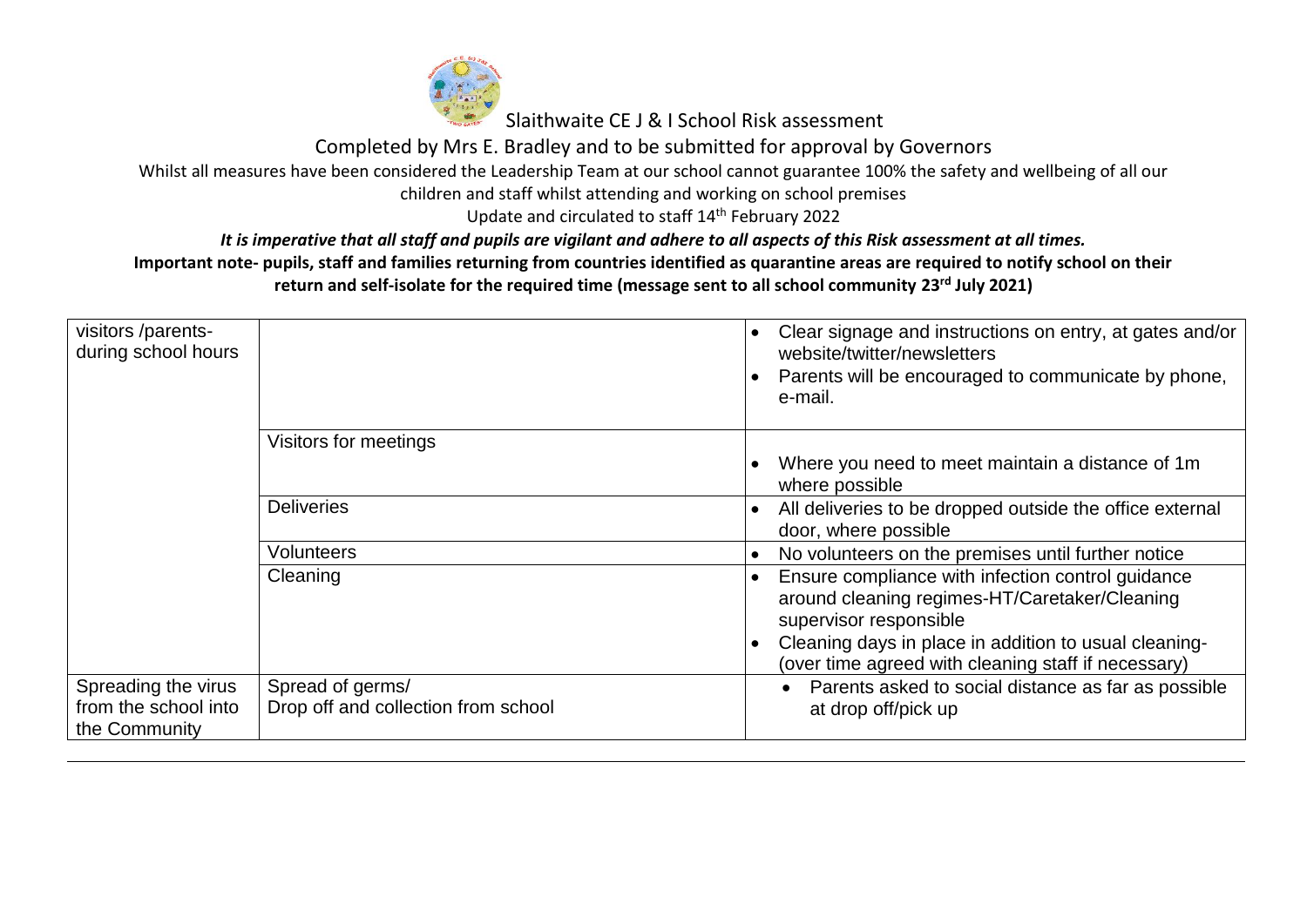Slaithwaite CE J & I School Risk assessment

Completed by Mrs E. Bradley and to be submitted for approval by Governors

Whilst all measures have been considered the Leadership Team at our school cannot guarantee 100% the safety and wellbeing of all our children and staff whilst attending and working on school premises

Update and circulated to staff 14th February 2022

***It is imperative that all staff and pupils are vigilant and adhere to all aspects of this Risk assessment at all times.***

**Important note- pupils, staff and families returning from countries identified as quarantine areas are required to notify school on their return and self-isolate for the required time (message sent to all school community 23rd July 2021)**

| | | |
|---|---|---|
| visitors /parents- during school hours | | • Clear signage and instructions on entry, at gates and/or website/twitter/newsletters<br>• Parents will be encouraged to communicate by phone, e-mail. |
| | Visitors for meetings | • Where you need to meet maintain a distance of 1m where possible |
| | Deliveries | • All deliveries to be dropped outside the office external door, where possible |
| | Volunteers | • No volunteers on the premises until further notice |
| | Cleaning | • Ensure compliance with infection control guidance around cleaning regimes-HT/Caretaker/Cleaning supervisor responsible<br>• Cleaning days in place in addition to usual cleaning- (over time agreed with cleaning staff if necessary) |
| Spreading the virus from the school into the Community | Spread of germs/<br>Drop off and collection from school | • Parents asked to social distance as far as possible at drop off/pick up |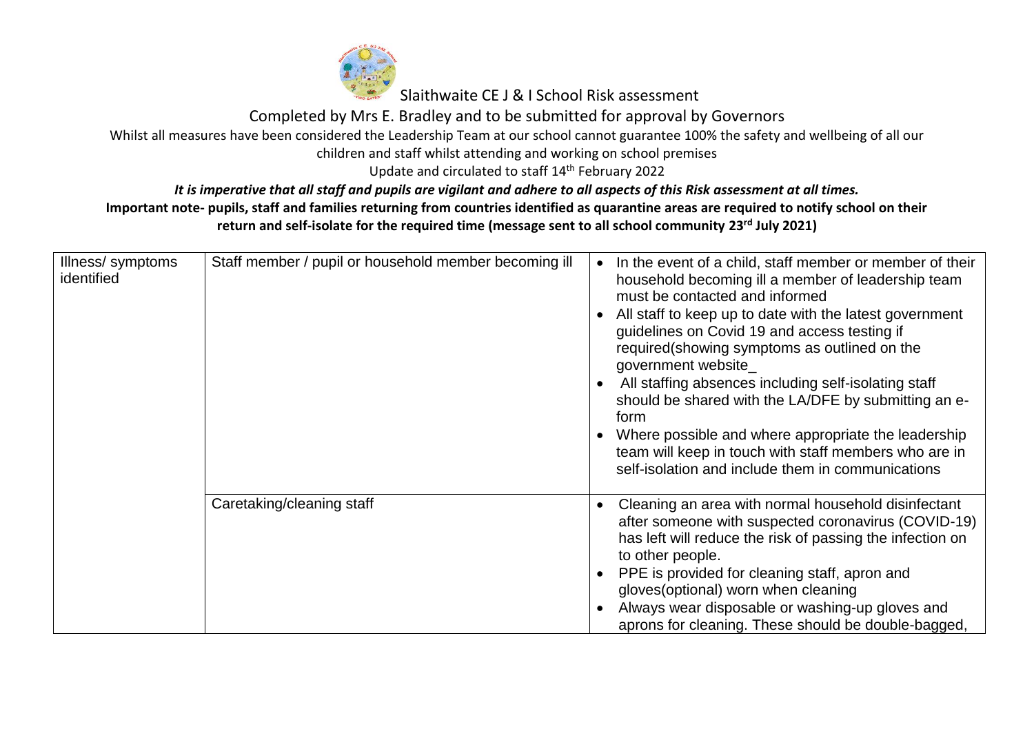Slaithwaite CE J & I School Risk assessment

Completed by Mrs E. Bradley and to be submitted for approval by Governors

Whilst all measures have been considered the Leadership Team at our school cannot guarantee 100% the safety and wellbeing of all our children and staff whilst attending and working on school premises

Update and circulated to staff 14th February 2022

***It is imperative that all staff and pupils are vigilant and adhere to all aspects of this Risk assessment at all times.***

**Important note- pupils, staff and families returning from countries identified as quarantine areas are required to notify school on their return and self-isolate for the required time (message sent to all school community 23rd July 2021)**

| | | |
|---|---|---|
| Illness/ symptoms identified | Staff member / pupil or household member becoming ill | • In the event of a child, staff member or member of their household becoming ill a member of leadership team must be contacted and informed<br>• All staff to keep up to date with the latest government guidelines on Covid 19 and access testing if required(showing symptoms as outlined on the government website_<br>• All staffing absences including self-isolating staff should be shared with the LA/DFE by submitting an e-form<br>• Where possible and where appropriate the leadership team will keep in touch with staff members who are in self-isolation and include them in communications |
| | Caretaking/cleaning staff | • Cleaning an area with normal household disinfectant after someone with suspected coronavirus (COVID-19) has left will reduce the risk of passing the infection on to other people.<br>• PPE is provided for cleaning staff, apron and gloves(optional) worn when cleaning<br>• Always wear disposable or washing-up gloves and aprons for cleaning. These should be double-bagged, |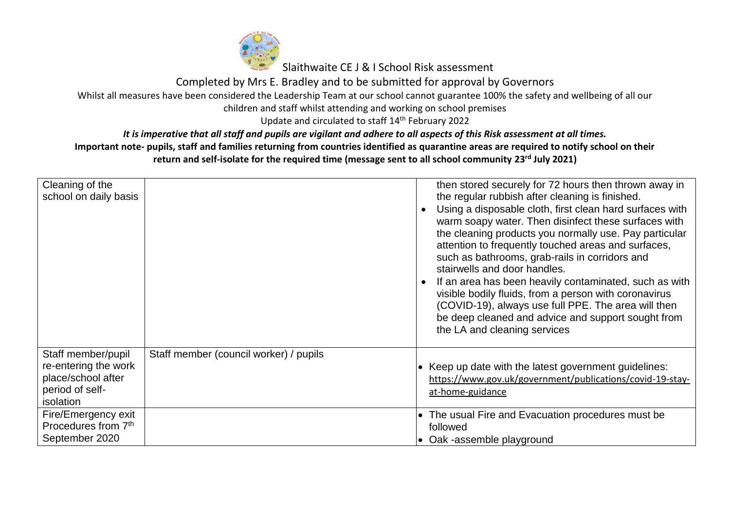Slaithwaite CE J & I School Risk assessment

Completed by Mrs E. Bradley and to be submitted for approval by Governors

Whilst all measures have been considered the Leadership Team at our school cannot guarantee 100% the safety and wellbeing of all our children and staff whilst attending and working on school premises

Update and circulated to staff 14th February 2022

***It is imperative that all staff and pupils are vigilant and adhere to all aspects of this Risk assessment at all times.***

**Important note- pupils, staff and families returning from countries identified as quarantine areas are required to notify school on their return and self-isolate for the required time (message sent to all school community 23rd July 2021)**

| | | |
|---|---|---|
| Cleaning of the school on daily basis | | then stored securely for 72 hours then thrown away in the regular rubbish after cleaning is finished.<br>• Using a disposable cloth, first clean hard surfaces with warm soapy water. Then disinfect these surfaces with the cleaning products you normally use. Pay particular attention to frequently touched areas and surfaces, such as bathrooms, grab-rails in corridors and stairwells and door handles.<br>• If an area has been heavily contaminated, such as with visible bodily fluids, from a person with coronavirus (COVID-19), always use full PPE. The area will then be deep cleaned and advice and support sought from the LA and cleaning services |
| Staff member/pupil re-entering the work place/school after period of self-isolation | Staff member (council worker) / pupils | • Keep up date with the latest government guidelines: https://www.gov.uk/government/publications/covid-19-stay-at-home-guidance |
| Fire/Emergency exit Procedures from 7th September 2020 | | • The usual Fire and Evacuation procedures must be followed<br>• Oak -assemble playground |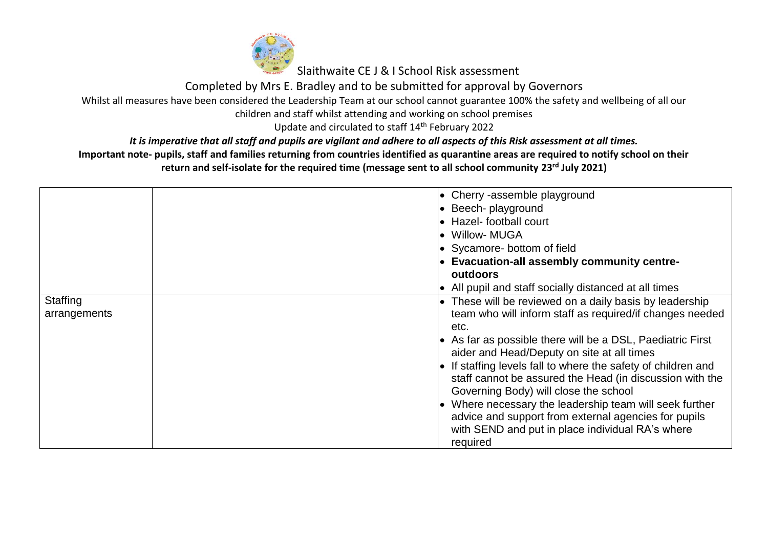Slaithwaite CE J & I School Risk assessment

Completed by Mrs E. Bradley and to be submitted for approval by Governors

Whilst all measures have been considered the Leadership Team at our school cannot guarantee 100% the safety and wellbeing of all our children and staff whilst attending and working on school premises

Update and circulated to staff 14th February 2022

***It is imperative that all staff and pupils are vigilant and adhere to all aspects of this Risk assessment at all times.***

**Important note- pupils, staff and families returning from countries identified as quarantine areas are required to notify school on their return and self-isolate for the required time (message sent to all school community 23rd July 2021)**

| | | |
|---|---|---|
| | | • Cherry -assemble playground<br>• Beech- playground<br>• Hazel- football court<br>• Willow- MUGA<br>• Sycamore- bottom of field<br>• **Evacuation-all assembly community centre- outdoors**<br>• All pupil and staff socially distanced at all times |
| Staffing arrangements | | • These will be reviewed on a daily basis by leadership team who will inform staff as required/if changes needed etc.<br>• As far as possible there will be a DSL, Paediatric First aider and Head/Deputy on site at all times<br>• If staffing levels fall to where the safety of children and staff cannot be assured the Head (in discussion with the Governing Body) will close the school<br>• Where necessary the leadership team will seek further advice and support from external agencies for pupils with SEND and put in place individual RA's where required |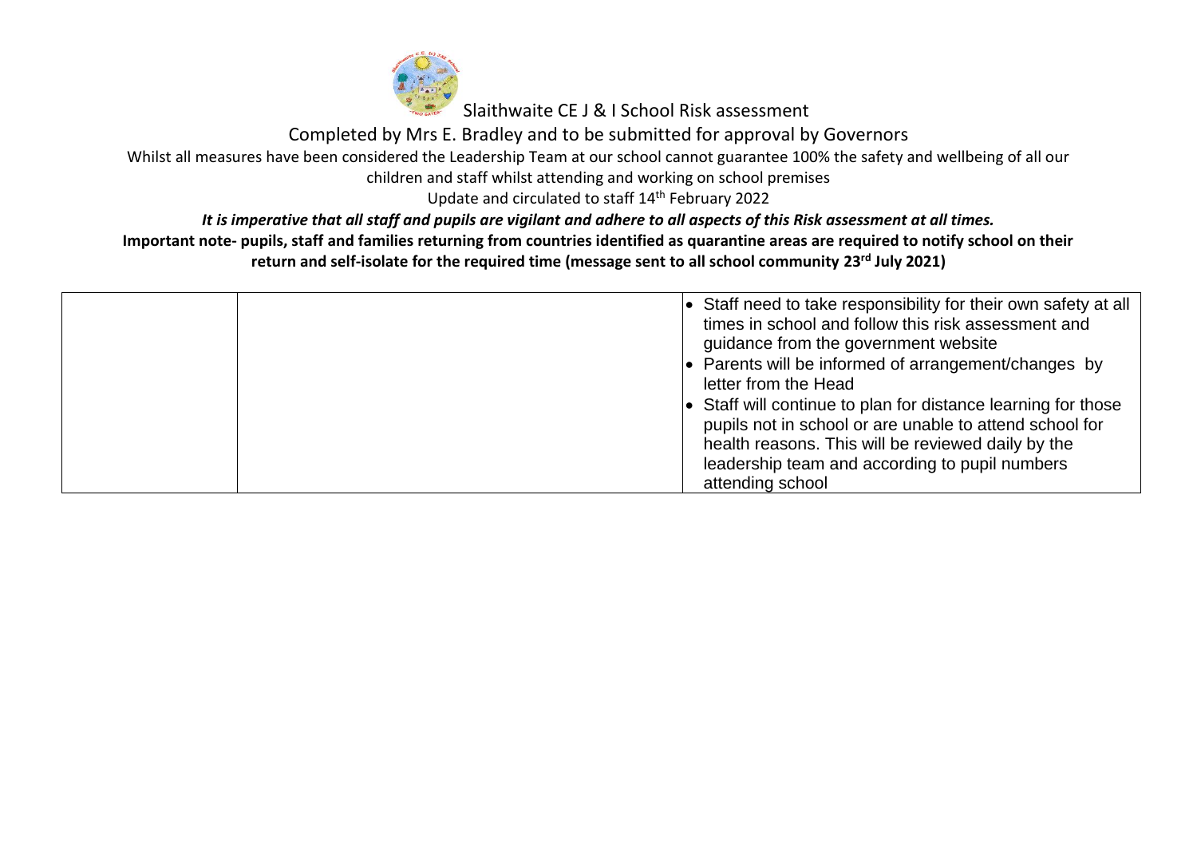Slaithwaite CE J & I School Risk assessment

Completed by Mrs E. Bradley and to be submitted for approval by Governors

Whilst all measures have been considered the Leadership Team at our school cannot guarantee 100% the safety and wellbeing of all our children and staff whilst attending and working on school premises

Update and circulated to staff 14th February 2022

***It is imperative that all staff and pupils are vigilant and adhere to all aspects of this Risk assessment at all times.***

**Important note- pupils, staff and families returning from countries identified as quarantine areas are required to notify school on their return and self-isolate for the required time (message sent to all school community 23rd July 2021)**

| | | |
|---|---|---|
| | | • Staff need to take responsibility for their own safety at all times in school and follow this risk assessment and guidance from the government website<br>• Parents will be informed of arrangement/changes by letter from the Head<br>• Staff will continue to plan for distance learning for those pupils not in school or are unable to attend school for health reasons. This will be reviewed daily by the leadership team and according to pupil numbers attending school |